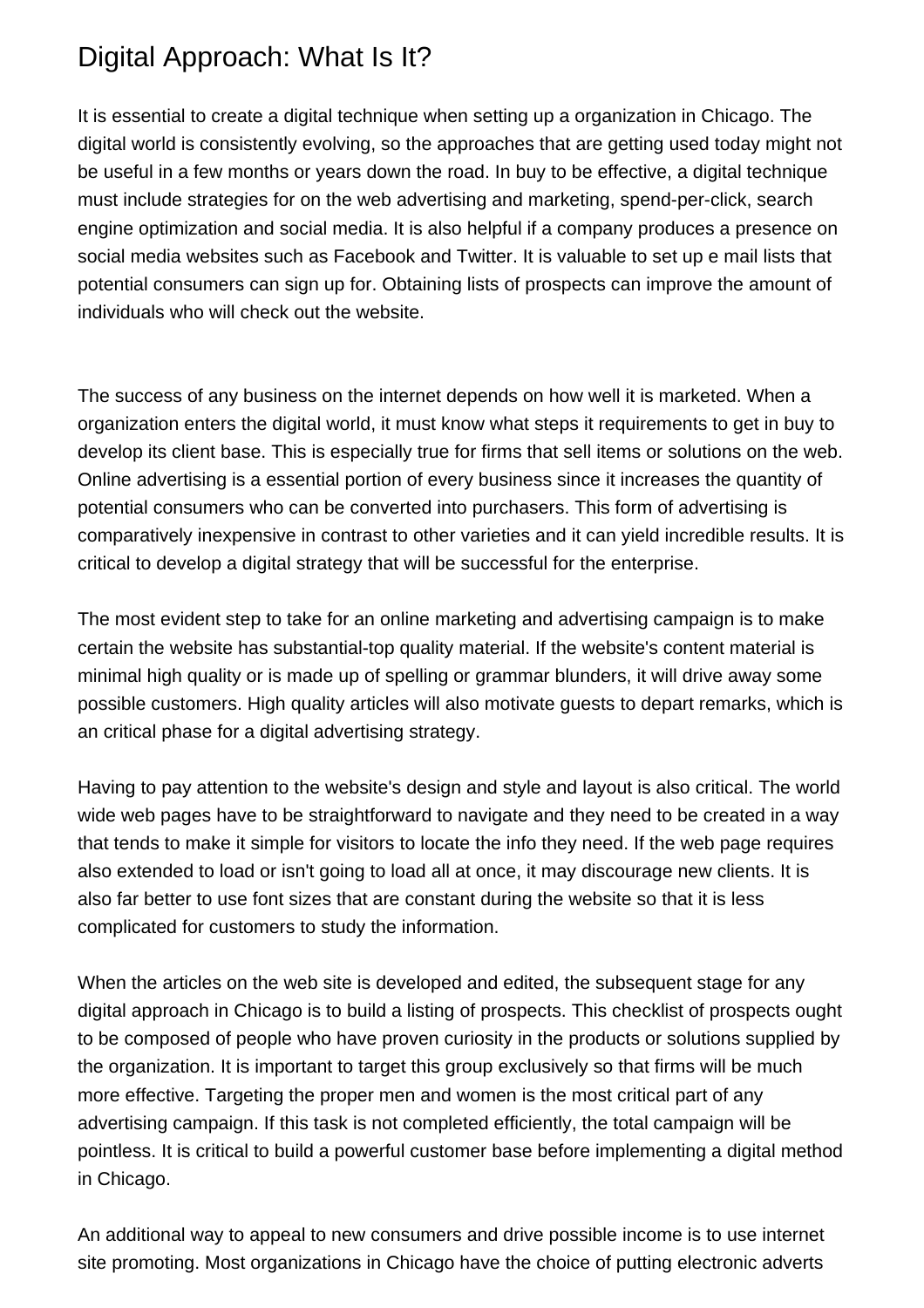# Digital Approach: What Is It?

It is essential to create a digital technique when setting up a organization in Chicago. The digital world is consistently evolving, so the approaches that are getting used today might not be useful in a few months or years down the road. In buy to be effective, a digital technique must include strategies for on the web advertising and marketing, spend-per-click, search engine optimization and social media. It is also helpful if a company produces a presence on social media websites such as Facebook and Twitter. It is valuable to set up e mail lists that potential consumers can sign up for. Obtaining lists of prospects can improve the amount of individuals who will check out the website.

The success of any business on the internet depends on how well it is marketed. When a organization enters the digital world, it must know what steps it requirements to get in buy to develop its client base. This is especially true for firms that sell items or solutions on the web. Online advertising is a essential portion of every business since it increases the quantity of potential consumers who can be converted into purchasers. This form of advertising is comparatively inexpensive in contrast to other varieties and it can yield incredible results. It is critical to develop a digital strategy that will be successful for the enterprise.

The most evident step to take for an online marketing and advertising campaign is to make certain the website has substantial-top quality material. If the website's content material is minimal high quality or is made up of spelling or grammar blunders, it will drive away some possible customers. High quality articles will also motivate guests to depart remarks, which is an critical phase for a digital advertising strategy.

Having to pay attention to the website's design and style and layout is also critical. The world wide web pages have to be straightforward to navigate and they need to be created in a way that tends to make it simple for visitors to locate the info they need. If the web page requires also extended to load or isn't going to load all at once, it may discourage new clients. It is also far better to use font sizes that are constant during the website so that it is less complicated for customers to study the information.

When the articles on the web site is developed and edited, the subsequent stage for any digital approach in Chicago is to build a listing of prospects. This checklist of prospects ought to be composed of people who have proven curiosity in the products or solutions supplied by the organization. It is important to target this group exclusively so that firms will be much more effective. Targeting the proper men and women is the most critical part of any advertising campaign. If this task is not completed efficiently, the total campaign will be pointless. It is critical to build a powerful customer base before implementing a digital method in Chicago.

An additional way to appeal to new consumers and drive possible income is to use internet site promoting. Most organizations in Chicago have the choice of putting electronic adverts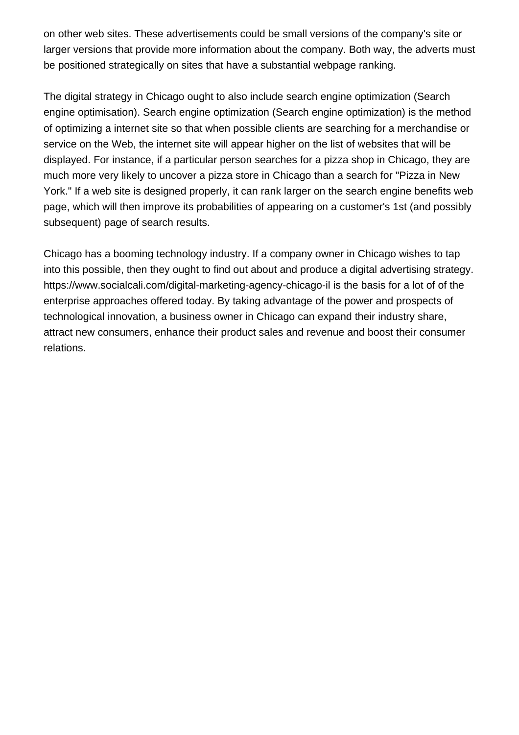on other web sites. These advertisements could be small versions of the company's site or larger versions that provide more information about the company. Both way, the adverts must be positioned strategically on sites that have a substantial webpage ranking.

The digital strategy in Chicago ought to also include search engine optimization (Search engine optimisation). Search engine optimization (Search engine optimization) is the method of optimizing a internet site so that when possible clients are searching for a merchandise or service on the Web, the internet site will appear higher on the list of websites that will be displayed. For instance, if a particular person searches for a pizza shop in Chicago, they are much more very likely to uncover a pizza store in Chicago than a search for "Pizza in New York." If a web site is designed properly, it can rank larger on the search engine benefits web page, which will then improve its probabilities of appearing on a customer's 1st (and possibly subsequent) page of search results.

Chicago has a booming technology industry. If a company owner in Chicago wishes to tap into this possible, then they ought to find out about and produce a digital advertising strategy. https://www.socialcali.com/digital-marketing-agency-chicago-il is the basis for a lot of of the enterprise approaches offered today. By taking advantage of the power and prospects of technological innovation, a business owner in Chicago can expand their industry share, attract new consumers, enhance their product sales and revenue and boost their consumer relations.